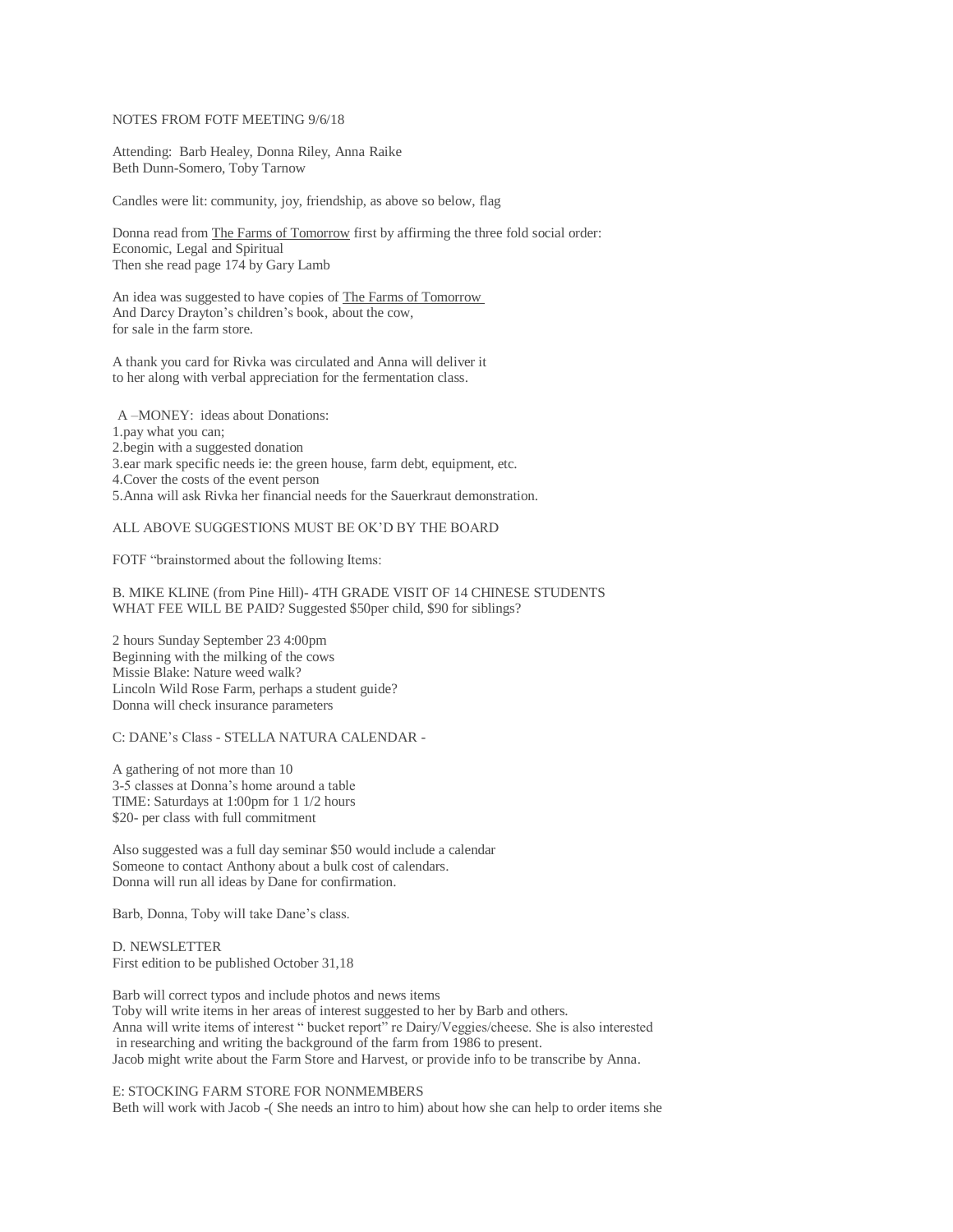NOTES FROM FOTF MEETING 9/6/18

Attending: Barb Healey, Donna Riley, Anna Raike
Beth Dunn-Somero, Toby Tarnow

Candles were lit: community, joy, friendship, as above so below, flag

Donna read from The Farms of Tomorrow first by affirming the three fold social order:
Economic, Legal and Spiritual
Then she read page 174 by Gary Lamb

An idea was suggested to have copies of The Farms of Tomorrow
And Darcy Drayton's children's book, about the cow,
for sale in the farm store.

A thank you card for Rivka was circulated and Anna will deliver it
to her along with verbal appreciation for the fermentation class.

A –MONEY: ideas about Donations:
1.pay what you can;
2.begin with a suggested donation
3.ear mark specific needs ie: the green house, farm debt, equipment, etc.
4.Cover the costs of the event person
5.Anna will ask Rivka her financial needs for the Sauerkraut demonstration.

ALL ABOVE SUGGESTIONS MUST BE OK'D BY THE BOARD

FOTF "brainstormed about the following Items:

B. MIKE KLINE (from Pine Hill)- 4TH GRADE VISIT OF 14 CHINESE STUDENTS
WHAT FEE WILL BE PAID? Suggested $50per child, $90 for siblings?

2 hours Sunday September 23 4:00pm
Beginning with the milking of the cows
Missie Blake: Nature weed walk?
Lincoln Wild Rose Farm, perhaps a student guide?
Donna will check insurance parameters

C: DANE's Class - STELLA NATURA CALENDAR -

A gathering of not more than 10
3-5 classes at Donna's home around a table
TIME: Saturdays at 1:00pm for 1 1/2 hours
$20- per class with full commitment

Also suggested was a full day seminar $50 would include a calendar
Someone to contact Anthony about a bulk cost of calendars.
Donna will run all ideas by Dane for confirmation.

Barb, Donna, Toby will take Dane's class.

D. NEWSLETTER
First edition to be published October 31,18

Barb will correct typos and include photos and news items
Toby will write items in her areas of interest suggested to her by Barb and others.
Anna will write items of interest " bucket report" re Dairy/Veggies/cheese. She is also interested
in researching and writing the background of the farm from 1986 to present.
Jacob might write about the Farm Store and Harvest, or provide info to be transcribe by Anna.

E: STOCKING FARM STORE FOR NONMEMBERS
Beth will work with Jacob -( She needs an intro to him) about how she can help to order items she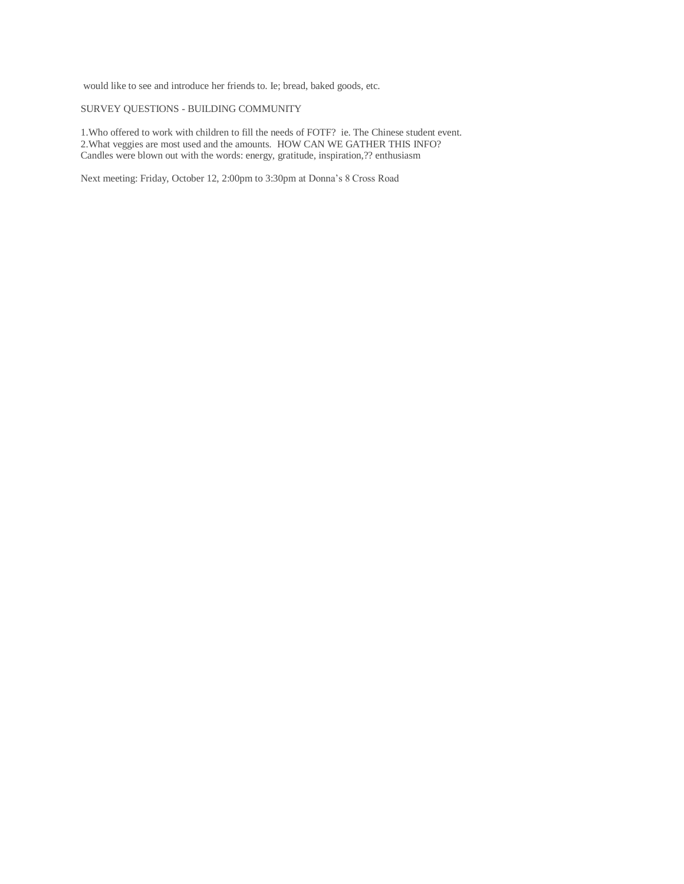would like to see and introduce her friends to. Ie; bread, baked goods, etc.

SURVEY QUESTIONS - BUILDING COMMUNITY

1.Who offered to work with children to fill the needs of FOTF? ie. The Chinese student event.
2.What veggies are most used and the amounts. HOW CAN WE GATHER THIS INFO?
Candles were blown out with the words: energy, gratitude, inspiration,?? enthusiasm

Next meeting: Friday, October 12, 2:00pm to 3:30pm at Donna's 8 Cross Road